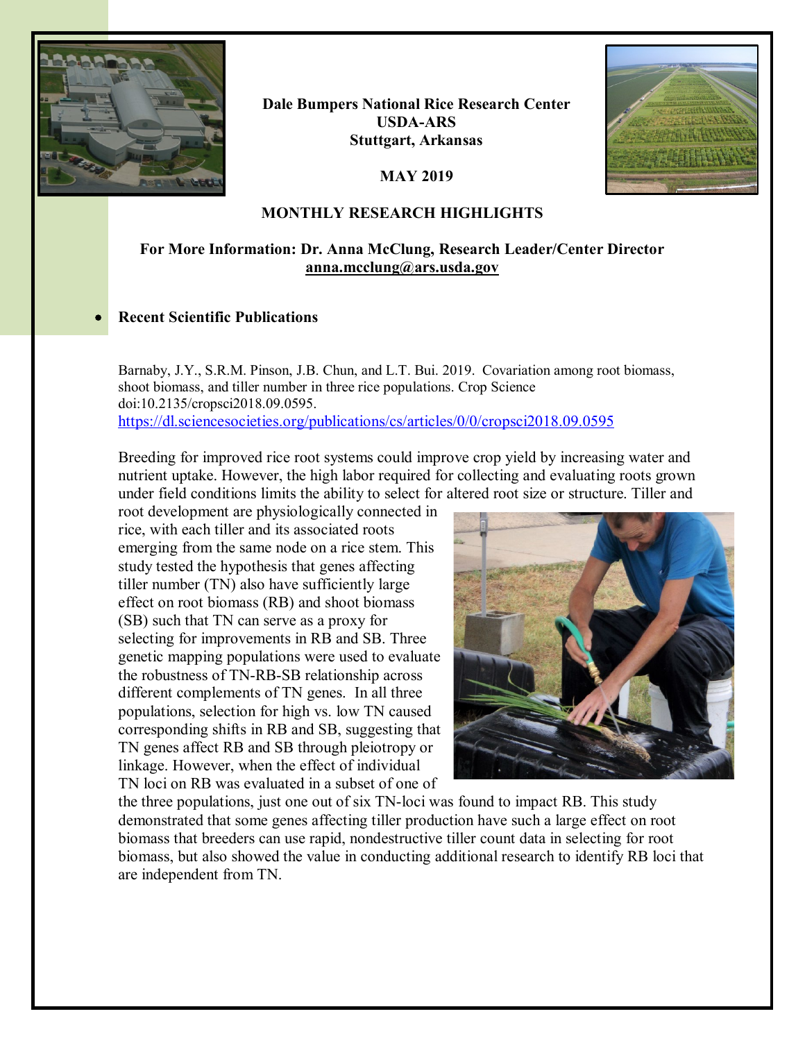**Dale Bumpers National Rice Research Center**
**USDA-ARS**
**Stuttgart, Arkansas**

**MAY 2019**

# MONTHLY RESEARCH HIGHLIGHTS

**For More Information: Dr. Anna McClung, Research Leader/Center Director**
**anna.mcclung@ars.usda.gov**

- **Recent Scientific Publications**

Barnaby, J.Y., S.R.M. Pinson, J.B. Chun, and L.T. Bui. 2019. Covariation among root biomass, shoot biomass, and tiller number in three rice populations. Crop Science doi:10.2135/cropsci2018.09.0595.
https://dl.sciencesocieties.org/publications/cs/articles/0/0/cropsci2018.09.0595

Breeding for improved rice root systems could improve crop yield by increasing water and nutrient uptake. However, the high labor required for collecting and evaluating roots grown under field conditions limits the ability to select for altered root size or structure. Tiller and root development are physiologically connected in rice, with each tiller and its associated roots emerging from the same node on a rice stem. This study tested the hypothesis that genes affecting tiller number (TN) also have sufficiently large effect on root biomass (RB) and shoot biomass (SB) such that TN can serve as a proxy for selecting for improvements in RB and SB. Three genetic mapping populations were used to evaluate the robustness of TN-RB-SB relationship across different complements of TN genes. In all three populations, selection for high vs. low TN caused corresponding shifts in RB and SB, suggesting that TN genes affect RB and SB through pleiotropy or linkage. However, when the effect of individual TN loci on RB was evaluated in a subset of one of the three populations, just one out of six TN-loci was found to impact RB. This study demonstrated that some genes affecting tiller production have such a large effect on root biomass that breeders can use rapid, nondestructive tiller count data in selecting for root biomass, but also showed the value in conducting additional research to identify RB loci that are independent from TN.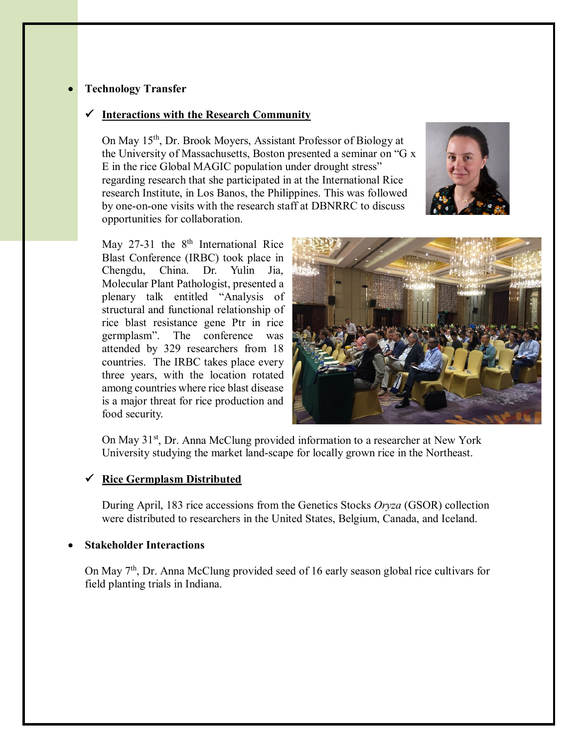- **Technology Transfer**

  - ✓ **Interactions with the Research Community**

    On May 15th, Dr. Brook Moyers, Assistant Professor of Biology at the University of Massachusetts, Boston presented a seminar on "G x E in the rice Global MAGIC population under drought stress" regarding research that she participated in at the International Rice research Institute, in Los Banos, the Philippines. This was followed by one-on-one visits with the research staff at DBNRRC to discuss opportunities for collaboration.

    May 27-31 the 8th International Rice Blast Conference (IRBC) took place in Chengdu, China. Dr. Yulin Jia, Molecular Plant Pathologist, presented a plenary talk entitled "Analysis of structural and functional relationship of rice blast resistance gene Ptr in rice germplasm". The conference was attended by 329 researchers from 18 countries. The IRBC takes place every three years, with the location rotated among countries where rice blast disease is a major threat for rice production and food security.

    On May 31st, Dr. Anna McClung provided information to a researcher at New York University studying the market land-scape for locally grown rice in the Northeast.

  - ✓ **Rice Germplasm Distributed**

    During April, 183 rice accessions from the Genetics Stocks *Oryza* (GSOR) collection were distributed to researchers in the United States, Belgium, Canada, and Iceland.

- **Stakeholder Interactions**

  On May 7th, Dr. Anna McClung provided seed of 16 early season global rice cultivars for field planting trials in Indiana.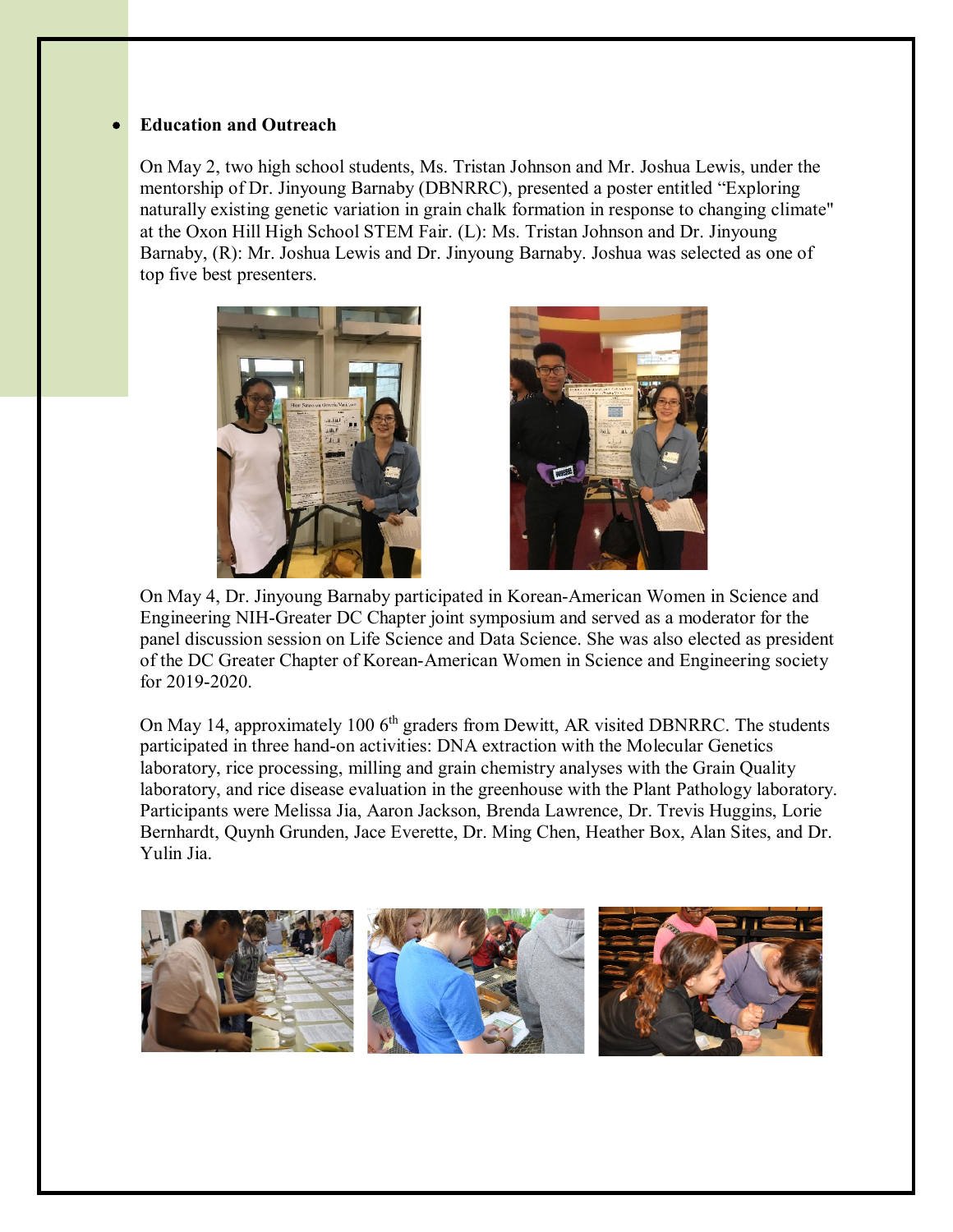- **Education and Outreach**

On May 2, two high school students, Ms. Tristan Johnson and Mr. Joshua Lewis, under the mentorship of Dr. Jinyoung Barnaby (DBNRRC), presented a poster entitled "Exploring naturally existing genetic variation in grain chalk formation in response to changing climate" at the Oxon Hill High School STEM Fair. (L): Ms. Tristan Johnson and Dr. Jinyoung Barnaby, (R): Mr. Joshua Lewis and Dr. Jinyoung Barnaby. Joshua was selected as one of top five best presenters.

On May 4, Dr. Jinyoung Barnaby participated in Korean-American Women in Science and Engineering NIH-Greater DC Chapter joint symposium and served as a moderator for the panel discussion session on Life Science and Data Science. She was also elected as president of the DC Greater Chapter of Korean-American Women in Science and Engineering society for 2019-2020.

On May 14, approximately 100 6th graders from Dewitt, AR visited DBNRRC. The students participated in three hand-on activities: DNA extraction with the Molecular Genetics laboratory, rice processing, milling and grain chemistry analyses with the Grain Quality laboratory, and rice disease evaluation in the greenhouse with the Plant Pathology laboratory. Participants were Melissa Jia, Aaron Jackson, Brenda Lawrence, Dr. Trevis Huggins, Lorie Bernhardt, Quynh Grunden, Jace Everette, Dr. Ming Chen, Heather Box, Alan Sites, and Dr. Yulin Jia.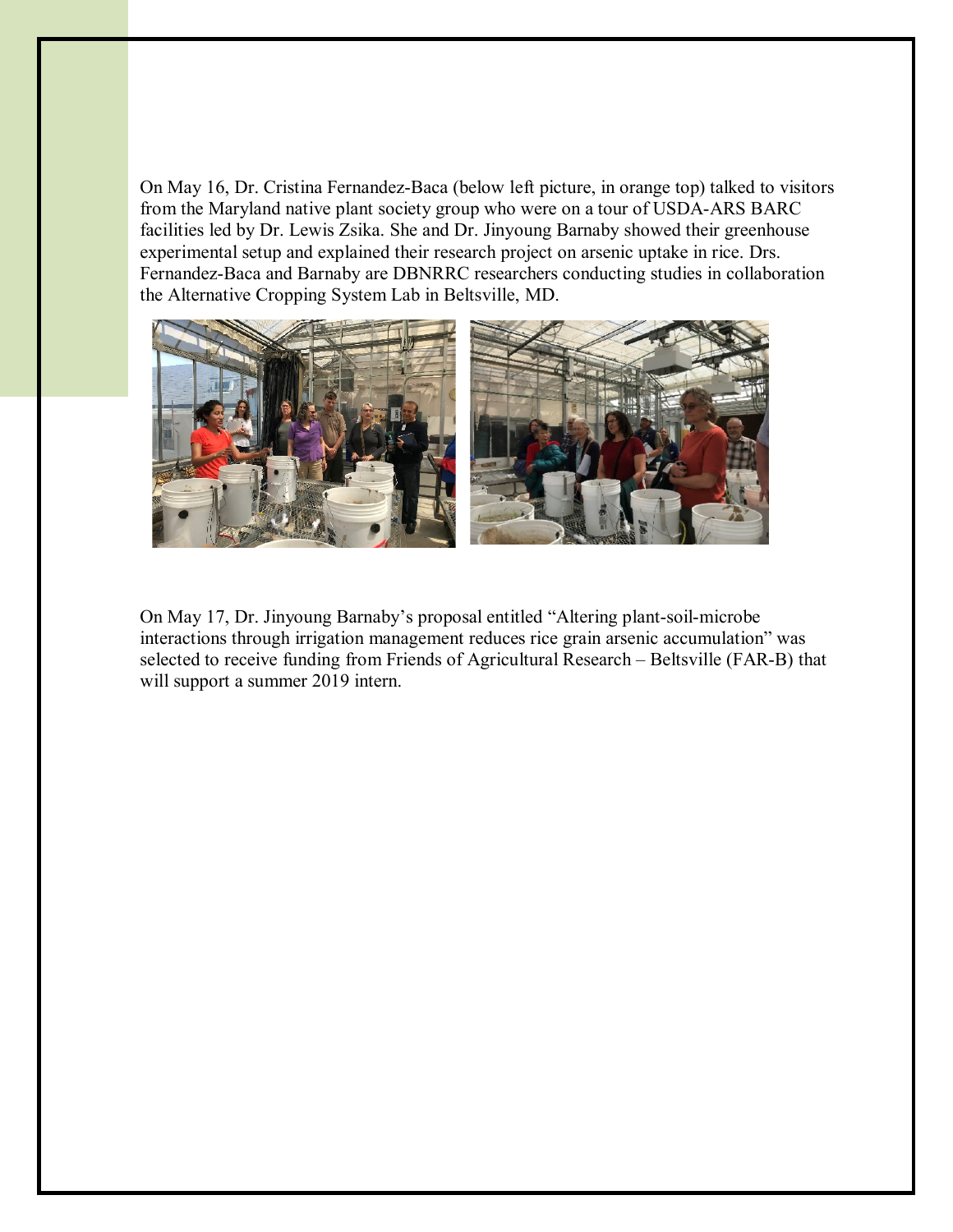On May 16, Dr. Cristina Fernandez-Baca (below left picture, in orange top) talked to visitors from the Maryland native plant society group who were on a tour of USDA-ARS BARC facilities led by Dr. Lewis Zsika. She and Dr. Jinyoung Barnaby showed their greenhouse experimental setup and explained their research project on arsenic uptake in rice. Drs. Fernandez-Baca and Barnaby are DBNRRC researchers conducting studies in collaboration the Alternative Cropping System Lab in Beltsville, MD.

On May 17, Dr. Jinyoung Barnaby's proposal entitled "Altering plant-soil-microbe interactions through irrigation management reduces rice grain arsenic accumulation" was selected to receive funding from Friends of Agricultural Research – Beltsville (FAR-B) that will support a summer 2019 intern.